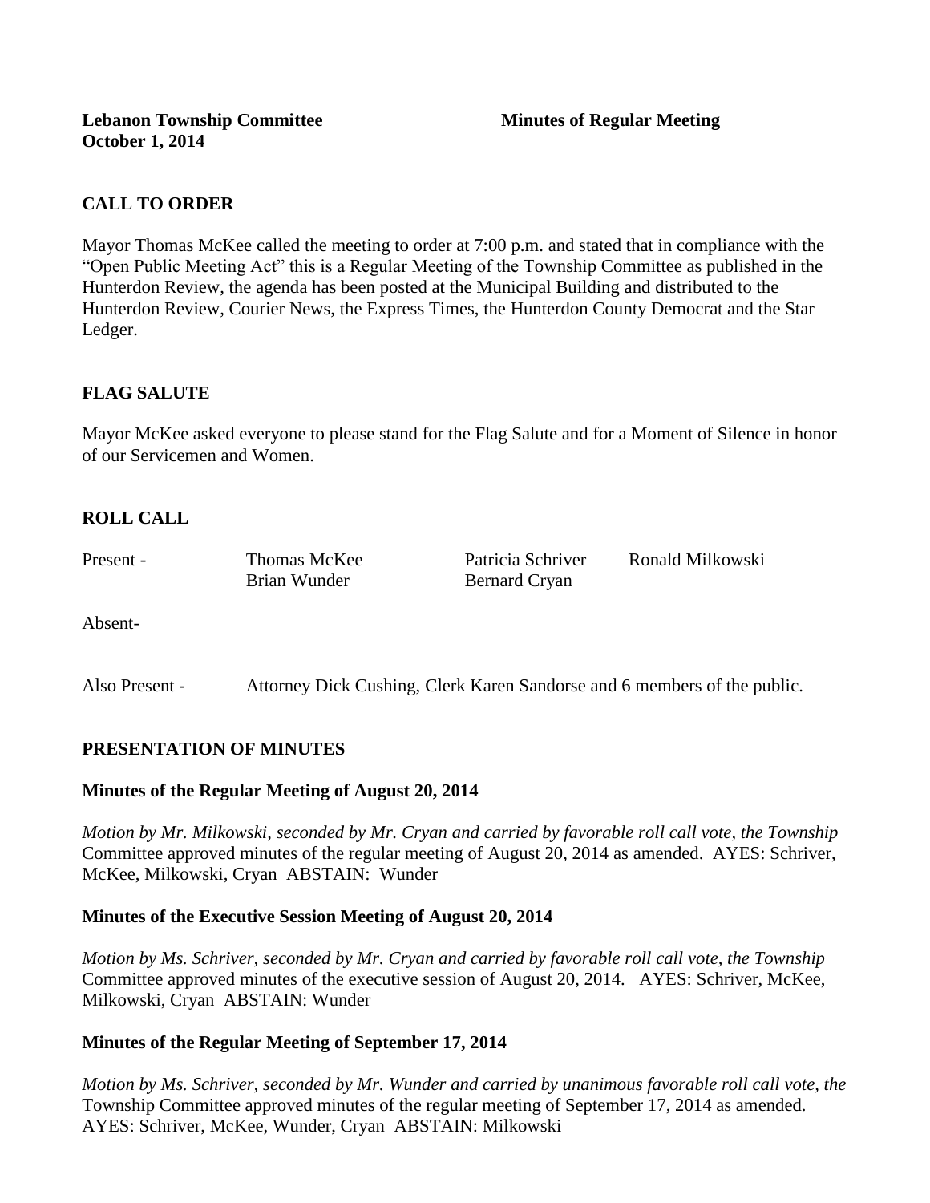**Lebanon Township Committee** **Minutes of Regular Meeting**
**October 1, 2014**

## CALL TO ORDER

Mayor Thomas McKee called the meeting to order at 7:00 p.m. and stated that in compliance with the "Open Public Meeting Act" this is a Regular Meeting of the Township Committee as published in the Hunterdon Review, the agenda has been posted at the Municipal Building and distributed to the Hunterdon Review, Courier News, the Express Times, the Hunterdon County Democrat and the Star Ledger.

## FLAG SALUTE

Mayor McKee asked everyone to please stand for the Flag Salute and for a Moment of Silence in honor of our Servicemen and Women.

## ROLL CALL

| | | | |
|---|---|---|---|
| Present - | Thomas McKee | Patricia Schriver | Ronald Milkowski |
| | Brian Wunder | Bernard Cryan | |

Absent-

Also Present - Attorney Dick Cushing, Clerk Karen Sandorse and 6 members of the public.

## PRESENTATION OF MINUTES

### Minutes of the Regular Meeting of August 20, 2014

*Motion by Mr. Milkowski, seconded by Mr. Cryan and carried by favorable roll call vote, the Township* Committee approved minutes of the regular meeting of August 20, 2014 as amended. AYES: Schriver, McKee, Milkowski, Cryan ABSTAIN: Wunder

### Minutes of the Executive Session Meeting of August 20, 2014

*Motion by Ms. Schriver, seconded by Mr. Cryan and carried by favorable roll call vote, the Township* Committee approved minutes of the executive session of August 20, 2014. AYES: Schriver, McKee, Milkowski, Cryan ABSTAIN: Wunder

### Minutes of the Regular Meeting of September 17, 2014

*Motion by Ms. Schriver, seconded by Mr. Wunder and carried by unanimous favorable roll call vote, the* Township Committee approved minutes of the regular meeting of September 17, 2014 as amended. AYES: Schriver, McKee, Wunder, Cryan ABSTAIN: Milkowski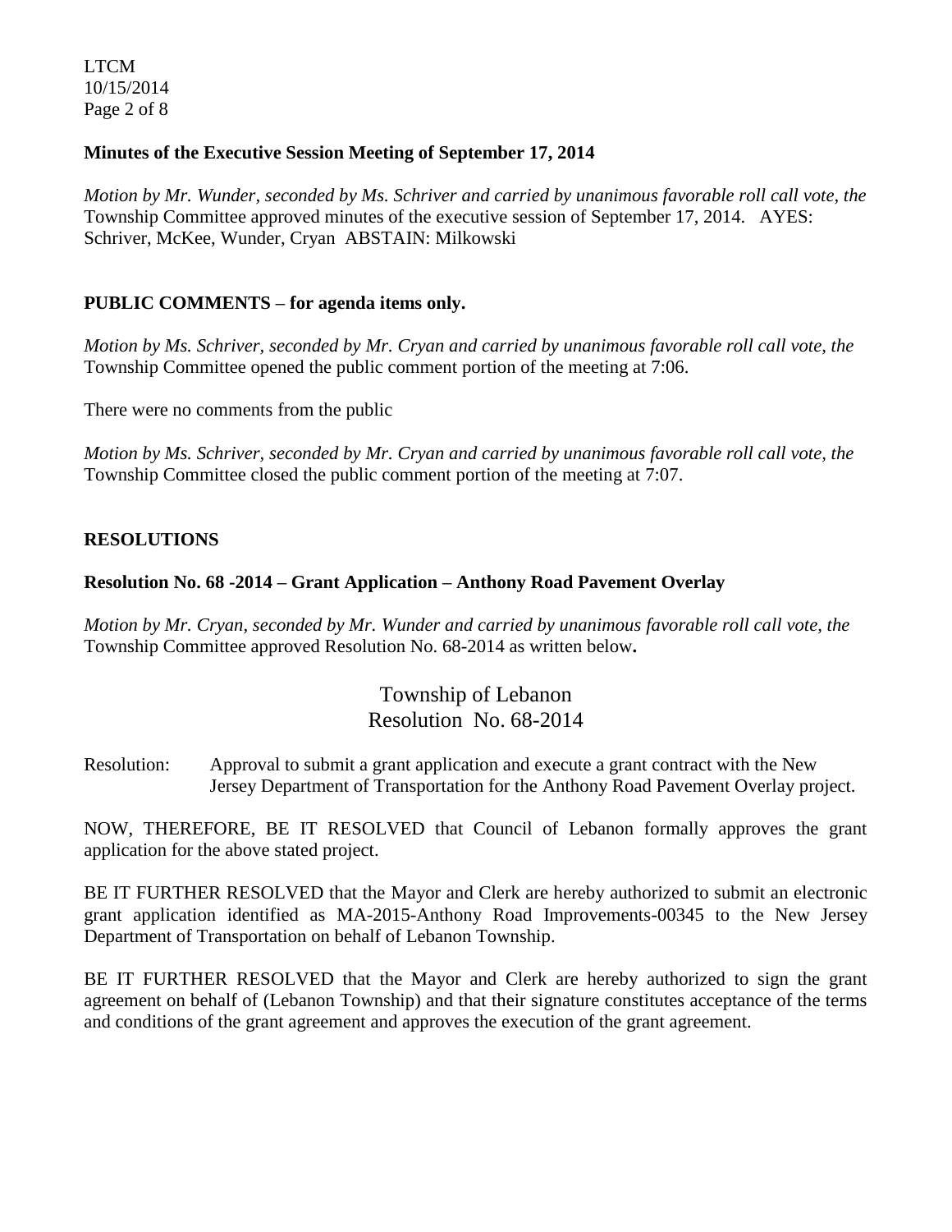**Minutes of the Executive Session Meeting of September 17, 2014**

*Motion by Mr. Wunder, seconded by Ms. Schriver and carried by unanimous favorable roll call vote, the* Township Committee approved minutes of the executive session of September 17, 2014. AYES: Schriver, McKee, Wunder, Cryan ABSTAIN: Milkowski

**PUBLIC COMMENTS – for agenda items only.**

*Motion by Ms. Schriver, seconded by Mr. Cryan and carried by unanimous favorable roll call vote, the* Township Committee opened the public comment portion of the meeting at 7:06.

There were no comments from the public

*Motion by Ms. Schriver, seconded by Mr. Cryan and carried by unanimous favorable roll call vote, the* Township Committee closed the public comment portion of the meeting at 7:07.

**RESOLUTIONS**

**Resolution No. 68 -2014 – Grant Application – Anthony Road Pavement Overlay**

*Motion by Mr. Cryan, seconded by Mr. Wunder and carried by unanimous favorable roll call vote, the* Township Committee approved Resolution No. 68-2014 as written below**.**

Township of Lebanon
Resolution No. 68-2014

Resolution: Approval to submit a grant application and execute a grant contract with the New Jersey Department of Transportation for the Anthony Road Pavement Overlay project.

NOW, THEREFORE, BE IT RESOLVED that Council of Lebanon formally approves the grant application for the above stated project.

BE IT FURTHER RESOLVED that the Mayor and Clerk are hereby authorized to submit an electronic grant application identified as MA-2015-Anthony Road Improvements-00345 to the New Jersey Department of Transportation on behalf of Lebanon Township.

BE IT FURTHER RESOLVED that the Mayor and Clerk are hereby authorized to sign the grant agreement on behalf of (Lebanon Township) and that their signature constitutes acceptance of the terms and conditions of the grant agreement and approves the execution of the grant agreement.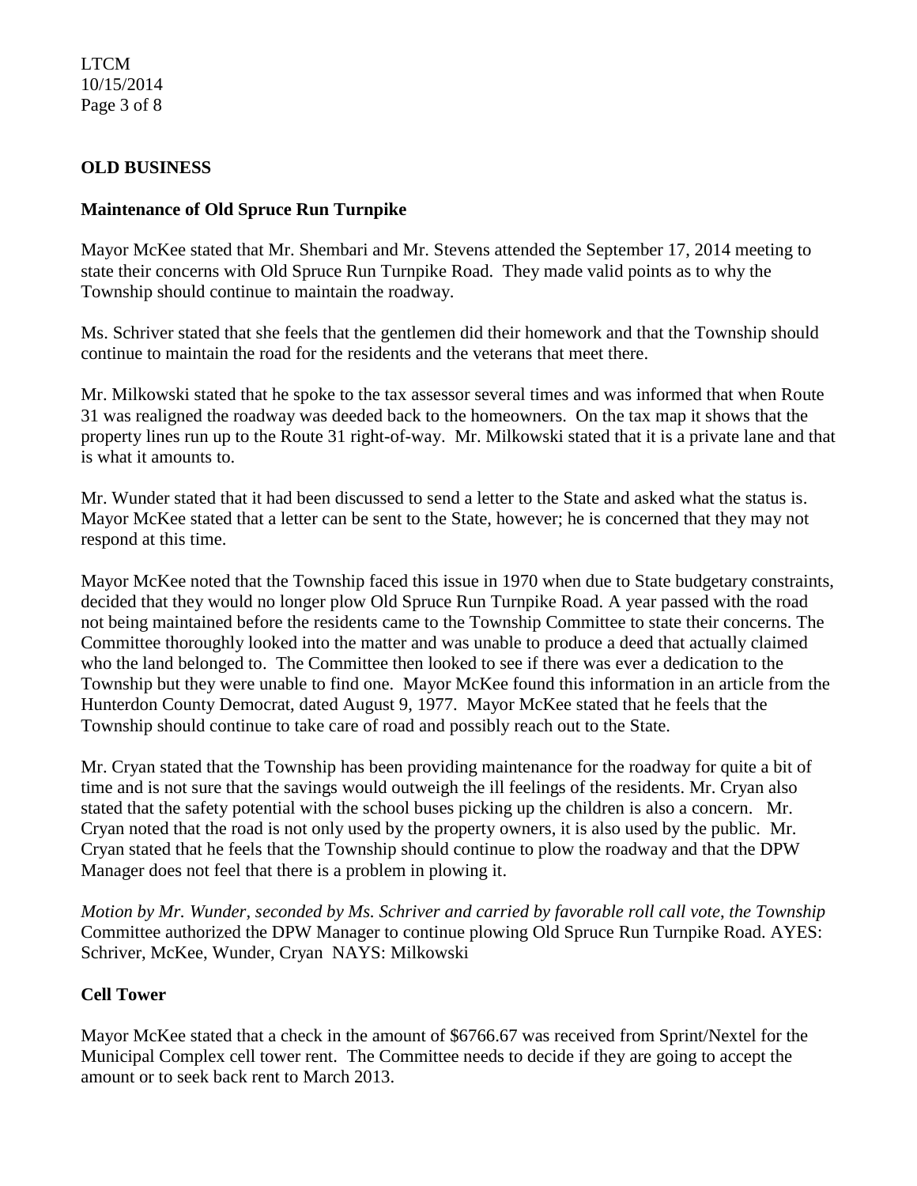**OLD BUSINESS**

**Maintenance of Old Spruce Run Turnpike**

Mayor McKee stated that Mr. Shembari and Mr. Stevens attended the September 17, 2014 meeting to state their concerns with Old Spruce Run Turnpike Road. They made valid points as to why the Township should continue to maintain the roadway.

Ms. Schriver stated that she feels that the gentlemen did their homework and that the Township should continue to maintain the road for the residents and the veterans that meet there.

Mr. Milkowski stated that he spoke to the tax assessor several times and was informed that when Route 31 was realigned the roadway was deeded back to the homeowners. On the tax map it shows that the property lines run up to the Route 31 right-of-way. Mr. Milkowski stated that it is a private lane and that is what it amounts to.

Mr. Wunder stated that it had been discussed to send a letter to the State and asked what the status is. Mayor McKee stated that a letter can be sent to the State, however; he is concerned that they may not respond at this time.

Mayor McKee noted that the Township faced this issue in 1970 when due to State budgetary constraints, decided that they would no longer plow Old Spruce Run Turnpike Road. A year passed with the road not being maintained before the residents came to the Township Committee to state their concerns. The Committee thoroughly looked into the matter and was unable to produce a deed that actually claimed who the land belonged to. The Committee then looked to see if there was ever a dedication to the Township but they were unable to find one. Mayor McKee found this information in an article from the Hunterdon County Democrat, dated August 9, 1977. Mayor McKee stated that he feels that the Township should continue to take care of road and possibly reach out to the State.

Mr. Cryan stated that the Township has been providing maintenance for the roadway for quite a bit of time and is not sure that the savings would outweigh the ill feelings of the residents. Mr. Cryan also stated that the safety potential with the school buses picking up the children is also a concern. Mr. Cryan noted that the road is not only used by the property owners, it is also used by the public. Mr. Cryan stated that he feels that the Township should continue to plow the roadway and that the DPW Manager does not feel that there is a problem in plowing it.

*Motion by Mr. Wunder, seconded by Ms. Schriver and carried by favorable roll call vote, the Township* Committee authorized the DPW Manager to continue plowing Old Spruce Run Turnpike Road. AYES: Schriver, McKee, Wunder, Cryan NAYS: Milkowski

**Cell Tower**

Mayor McKee stated that a check in the amount of $6766.67 was received from Sprint/Nextel for the Municipal Complex cell tower rent. The Committee needs to decide if they are going to accept the amount or to seek back rent to March 2013.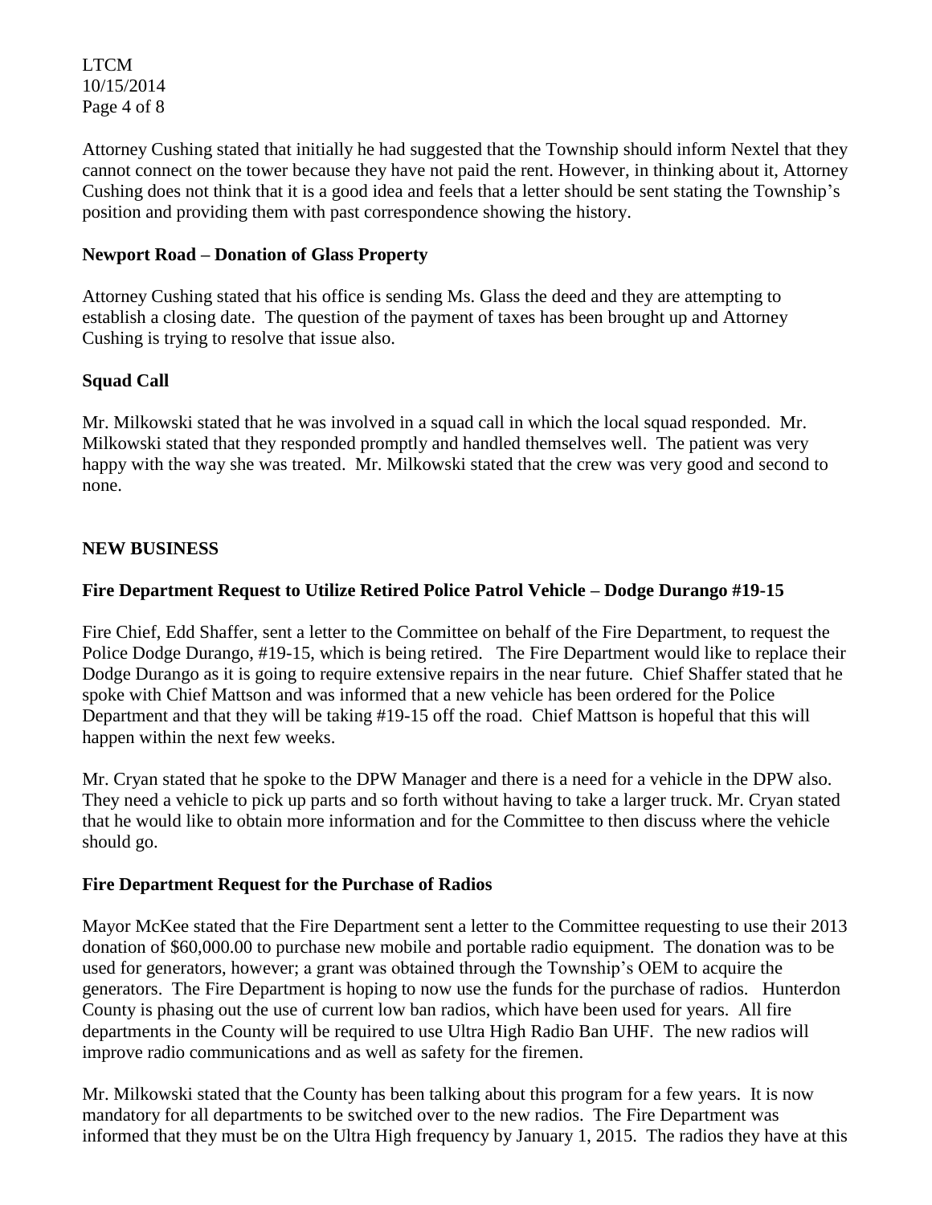Attorney Cushing stated that initially he had suggested that the Township should inform Nextel that they cannot connect on the tower because they have not paid the rent. However, in thinking about it, Attorney Cushing does not think that it is a good idea and feels that a letter should be sent stating the Township's position and providing them with past correspondence showing the history.

**Newport Road – Donation of Glass Property**

Attorney Cushing stated that his office is sending Ms. Glass the deed and they are attempting to establish a closing date. The question of the payment of taxes has been brought up and Attorney Cushing is trying to resolve that issue also.

**Squad Call**

Mr. Milkowski stated that he was involved in a squad call in which the local squad responded. Mr. Milkowski stated that they responded promptly and handled themselves well. The patient was very happy with the way she was treated. Mr. Milkowski stated that the crew was very good and second to none.

**NEW BUSINESS**

**Fire Department Request to Utilize Retired Police Patrol Vehicle – Dodge Durango #19-15**

Fire Chief, Edd Shaffer, sent a letter to the Committee on behalf of the Fire Department, to request the Police Dodge Durango, #19-15, which is being retired. The Fire Department would like to replace their Dodge Durango as it is going to require extensive repairs in the near future. Chief Shaffer stated that he spoke with Chief Mattson and was informed that a new vehicle has been ordered for the Police Department and that they will be taking #19-15 off the road. Chief Mattson is hopeful that this will happen within the next few weeks.

Mr. Cryan stated that he spoke to the DPW Manager and there is a need for a vehicle in the DPW also. They need a vehicle to pick up parts and so forth without having to take a larger truck. Mr. Cryan stated that he would like to obtain more information and for the Committee to then discuss where the vehicle should go.

**Fire Department Request for the Purchase of Radios**

Mayor McKee stated that the Fire Department sent a letter to the Committee requesting to use their 2013 donation of $60,000.00 to purchase new mobile and portable radio equipment. The donation was to be used for generators, however; a grant was obtained through the Township's OEM to acquire the generators. The Fire Department is hoping to now use the funds for the purchase of radios. Hunterdon County is phasing out the use of current low ban radios, which have been used for years. All fire departments in the County will be required to use Ultra High Radio Ban UHF. The new radios will improve radio communications and as well as safety for the firemen.

Mr. Milkowski stated that the County has been talking about this program for a few years. It is now mandatory for all departments to be switched over to the new radios. The Fire Department was informed that they must be on the Ultra High frequency by January 1, 2015. The radios they have at this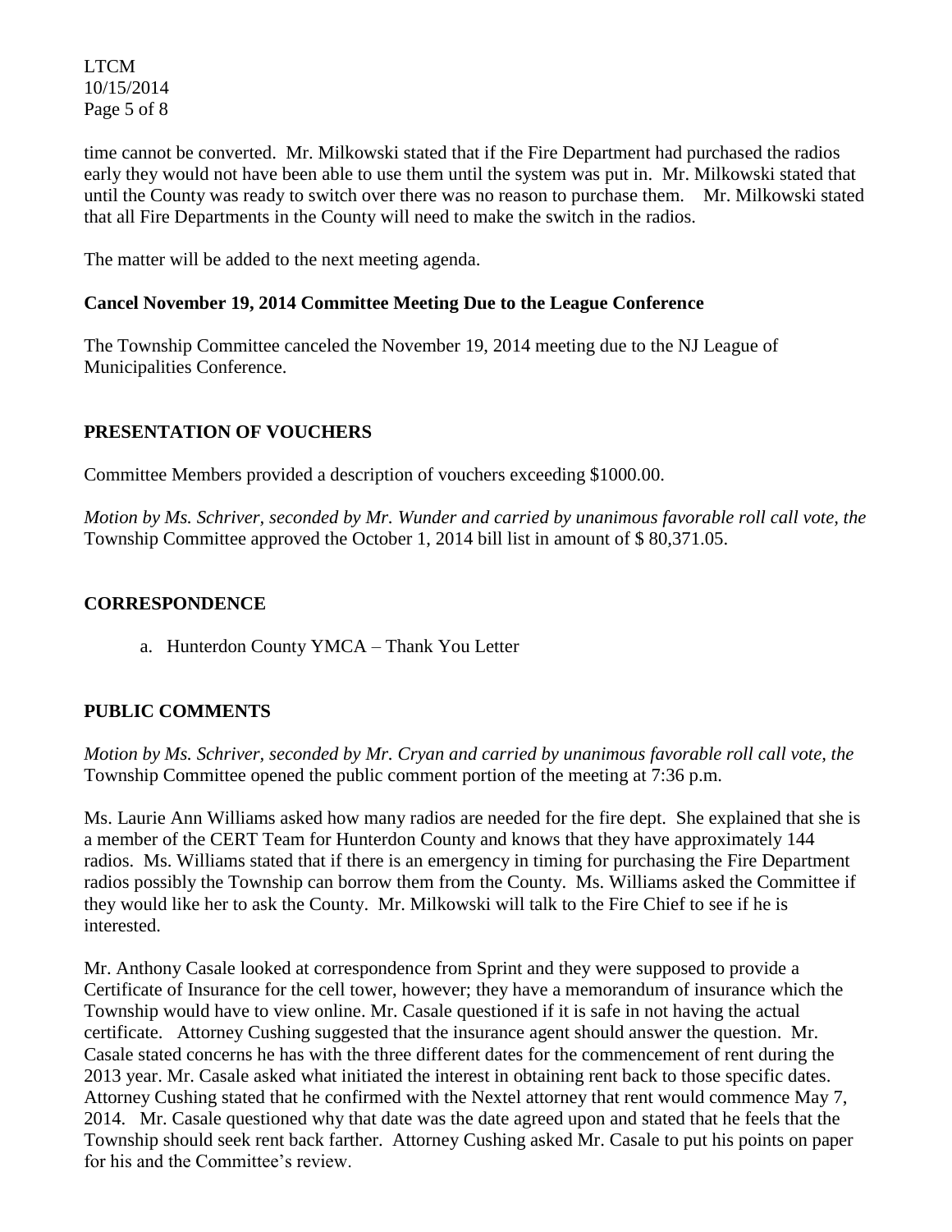time cannot be converted. Mr. Milkowski stated that if the Fire Department had purchased the radios early they would not have been able to use them until the system was put in. Mr. Milkowski stated that until the County was ready to switch over there was no reason to purchase them. Mr. Milkowski stated that all Fire Departments in the County will need to make the switch in the radios.

The matter will be added to the next meeting agenda.

**Cancel November 19, 2014 Committee Meeting Due to the League Conference**

The Township Committee canceled the November 19, 2014 meeting due to the NJ League of Municipalities Conference.

## PRESENTATION OF VOUCHERS

Committee Members provided a description of vouchers exceeding $1000.00.

*Motion by Ms. Schriver, seconded by Mr. Wunder and carried by unanimous favorable roll call vote, the* Township Committee approved the October 1, 2014 bill list in amount of $ 80,371.05.

## CORRESPONDENCE

a. Hunterdon County YMCA – Thank You Letter

## PUBLIC COMMENTS

*Motion by Ms. Schriver, seconded by Mr. Cryan and carried by unanimous favorable roll call vote, the* Township Committee opened the public comment portion of the meeting at 7:36 p.m.

Ms. Laurie Ann Williams asked how many radios are needed for the fire dept. She explained that she is a member of the CERT Team for Hunterdon County and knows that they have approximately 144 radios. Ms. Williams stated that if there is an emergency in timing for purchasing the Fire Department radios possibly the Township can borrow them from the County. Ms. Williams asked the Committee if they would like her to ask the County. Mr. Milkowski will talk to the Fire Chief to see if he is interested.

Mr. Anthony Casale looked at correspondence from Sprint and they were supposed to provide a Certificate of Insurance for the cell tower, however; they have a memorandum of insurance which the Township would have to view online. Mr. Casale questioned if it is safe in not having the actual certificate. Attorney Cushing suggested that the insurance agent should answer the question. Mr. Casale stated concerns he has with the three different dates for the commencement of rent during the 2013 year. Mr. Casale asked what initiated the interest in obtaining rent back to those specific dates. Attorney Cushing stated that he confirmed with the Nextel attorney that rent would commence May 7, 2014. Mr. Casale questioned why that date was the date agreed upon and stated that he feels that the Township should seek rent back farther. Attorney Cushing asked Mr. Casale to put his points on paper for his and the Committee's review.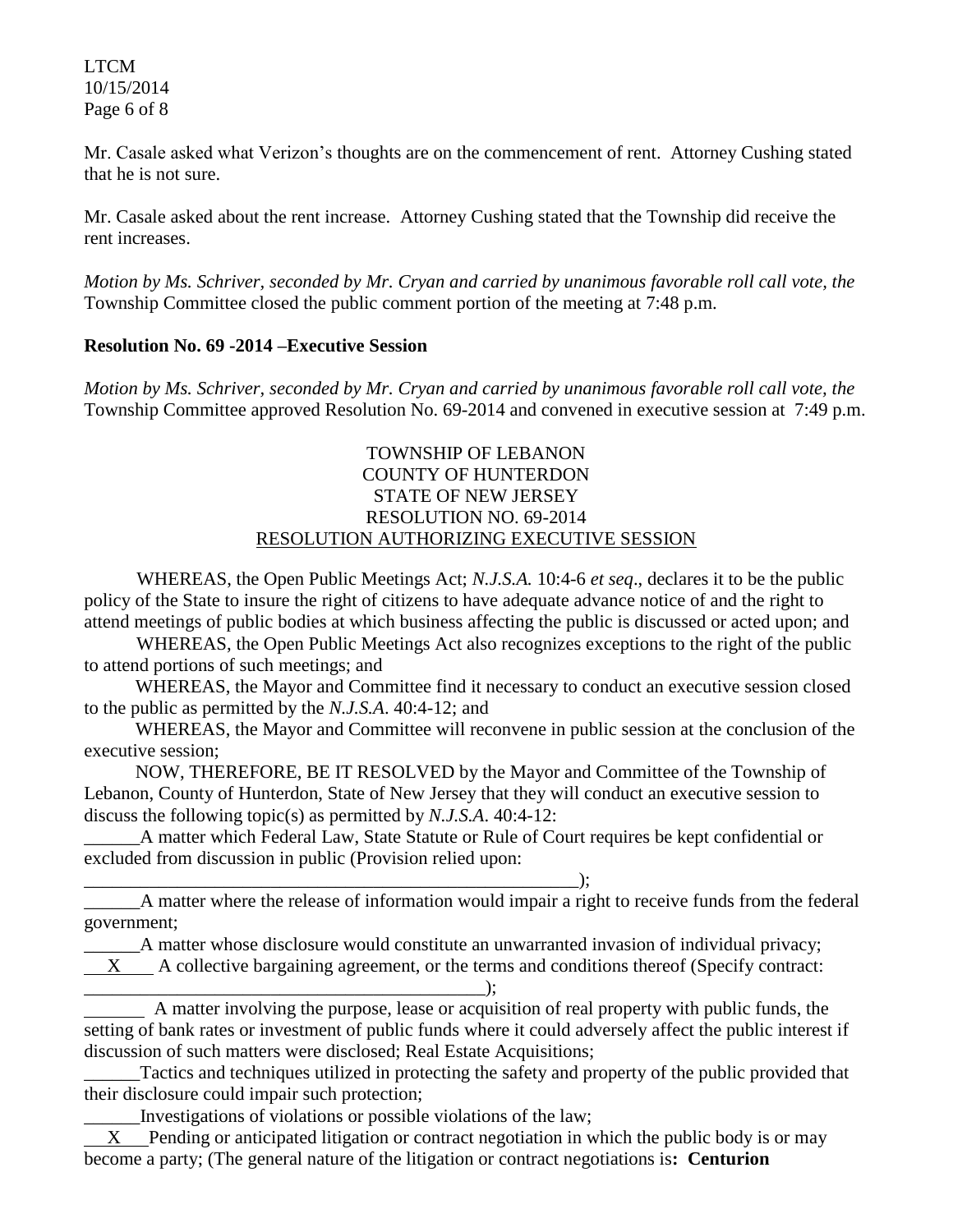Mr. Casale asked what Verizon's thoughts are on the commencement of rent. Attorney Cushing stated that he is not sure.

Mr. Casale asked about the rent increase. Attorney Cushing stated that the Township did receive the rent increases.

*Motion by Ms. Schriver, seconded by Mr. Cryan and carried by unanimous favorable roll call vote, the* Township Committee closed the public comment portion of the meeting at 7:48 p.m.

**Resolution No. 69 -2014 –Executive Session**

*Motion by Ms. Schriver, seconded by Mr. Cryan and carried by unanimous favorable roll call vote, the* Township Committee approved Resolution No. 69-2014 and convened in executive session at 7:49 p.m.

TOWNSHIP OF LEBANON
COUNTY OF HUNTERDON
STATE OF NEW JERSEY
RESOLUTION NO. 69-2014
<u>RESOLUTION AUTHORIZING EXECUTIVE SESSION</u>

WHEREAS, the Open Public Meetings Act; *N.J.S.A.* 10:4-6 *et seq*., declares it to be the public policy of the State to insure the right of citizens to have adequate advance notice of and the right to attend meetings of public bodies at which business affecting the public is discussed or acted upon; and

WHEREAS, the Open Public Meetings Act also recognizes exceptions to the right of the public to attend portions of such meetings; and

WHEREAS, the Mayor and Committee find it necessary to conduct an executive session closed to the public as permitted by the *N.J.S.A*. 40:4-12; and

WHEREAS, the Mayor and Committee will reconvene in public session at the conclusion of the executive session;

NOW, THEREFORE, BE IT RESOLVED by the Mayor and Committee of the Township of Lebanon, County of Hunterdon, State of New Jersey that they will conduct an executive session to discuss the following topic(s) as permitted by *N.J.S.A*. 40:4-12:

______A matter which Federal Law, State Statute or Rule of Court requires be kept confidential or excluded from discussion in public (Provision relied upon: ________________________________________________________);

______A matter where the release of information would impair a right to receive funds from the federal government;

______A matter whose disclosure would constitute an unwarranted invasion of individual privacy;

___X___ A collective bargaining agreement, or the terms and conditions thereof (Specify contract: ____________________________________________);

_______ A matter involving the purpose, lease or acquisition of real property with public funds, the setting of bank rates or investment of public funds where it could adversely affect the public interest if discussion of such matters were disclosed; Real Estate Acquisitions;

______Tactics and techniques utilized in protecting the safety and property of the public provided that their disclosure could impair such protection;

______Investigations of violations or possible violations of the law;

___X___Pending or anticipated litigation or contract negotiation in which the public body is or may become a party; (The general nature of the litigation or contract negotiations is**: Centurion**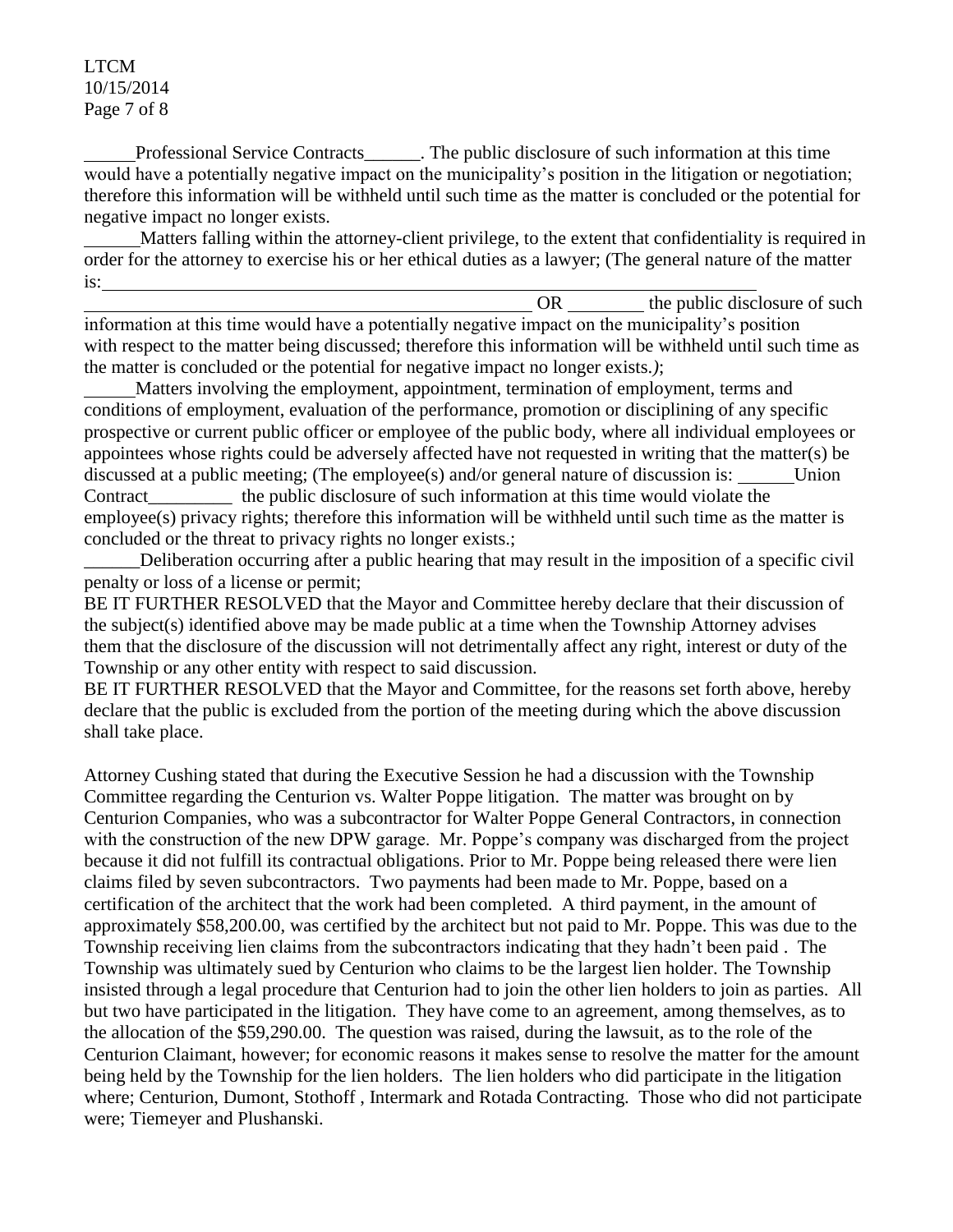______Professional Service Contracts______. The public disclosure of such information at this time would have a potentially negative impact on the municipality's position in the litigation or negotiation; therefore this information will be withheld until such time as the matter is concluded or the potential for negative impact no longer exists.

______Matters falling within the attorney-client privilege, to the extent that confidentiality is required in order for the attorney to exercise his or her ethical duties as a lawyer; (The general nature of the matter is:______________________________________________________________________________

__________________________________________________ OR ________ the public disclosure of such information at this time would have a potentially negative impact on the municipality's position with respect to the matter being discussed; therefore this information will be withheld until such time as the matter is concluded or the potential for negative impact no longer exists.*)*;

______Matters involving the employment, appointment, termination of employment, terms and conditions of employment, evaluation of the performance, promotion or disciplining of any specific prospective or current public officer or employee of the public body, where all individual employees or appointees whose rights could be adversely affected have not requested in writing that the matter(s) be discussed at a public meeting; (The employee(s) and/or general nature of discussion is: ______Union Contract_________ the public disclosure of such information at this time would violate the employee(s) privacy rights; therefore this information will be withheld until such time as the matter is concluded or the threat to privacy rights no longer exists.;

______Deliberation occurring after a public hearing that may result in the imposition of a specific civil penalty or loss of a license or permit;

BE IT FURTHER RESOLVED that the Mayor and Committee hereby declare that their discussion of the subject(s) identified above may be made public at a time when the Township Attorney advises them that the disclosure of the discussion will not detrimentally affect any right, interest or duty of the Township or any other entity with respect to said discussion.

BE IT FURTHER RESOLVED that the Mayor and Committee, for the reasons set forth above, hereby declare that the public is excluded from the portion of the meeting during which the above discussion shall take place.

Attorney Cushing stated that during the Executive Session he had a discussion with the Township Committee regarding the Centurion vs. Walter Poppe litigation. The matter was brought on by Centurion Companies, who was a subcontractor for Walter Poppe General Contractors, in connection with the construction of the new DPW garage. Mr. Poppe's company was discharged from the project because it did not fulfill its contractual obligations. Prior to Mr. Poppe being released there were lien claims filed by seven subcontractors. Two payments had been made to Mr. Poppe, based on a certification of the architect that the work had been completed. A third payment, in the amount of approximately $58,200.00, was certified by the architect but not paid to Mr. Poppe. This was due to the Township receiving lien claims from the subcontractors indicating that they hadn't been paid . The Township was ultimately sued by Centurion who claims to be the largest lien holder. The Township insisted through a legal procedure that Centurion had to join the other lien holders to join as parties. All but two have participated in the litigation. They have come to an agreement, among themselves, as to the allocation of the $59,290.00. The question was raised, during the lawsuit, as to the role of the Centurion Claimant, however; for economic reasons it makes sense to resolve the matter for the amount being held by the Township for the lien holders. The lien holders who did participate in the litigation where; Centurion, Dumont, Stothoff , Intermark and Rotada Contracting. Those who did not participate were; Tiemeyer and Plushanski.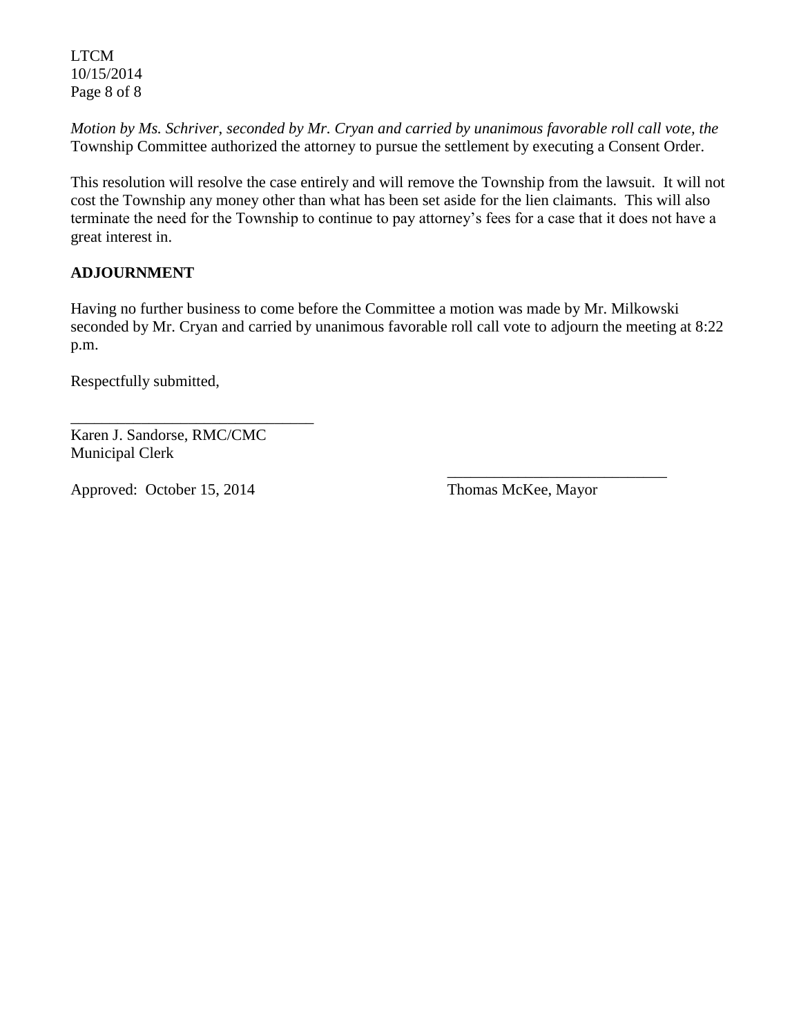*Motion by Ms. Schriver, seconded by Mr. Cryan and carried by unanimous favorable roll call vote, the* Township Committee authorized the attorney to pursue the settlement by executing a Consent Order.

This resolution will resolve the case entirely and will remove the Township from the lawsuit. It will not cost the Township any money other than what has been set aside for the lien claimants. This will also terminate the need for the Township to continue to pay attorney's fees for a case that it does not have a great interest in.

**ADJOURNMENT**

Having no further business to come before the Committee a motion was made by Mr. Milkowski seconded by Mr. Cryan and carried by unanimous favorable roll call vote to adjourn the meeting at 8:22 p.m.

Respectfully submitted,

______________________________
Karen J. Sandorse, RMC/CMC
Municipal Clerk

Approved: October 15, 2014

______________________________
Thomas McKee, Mayor